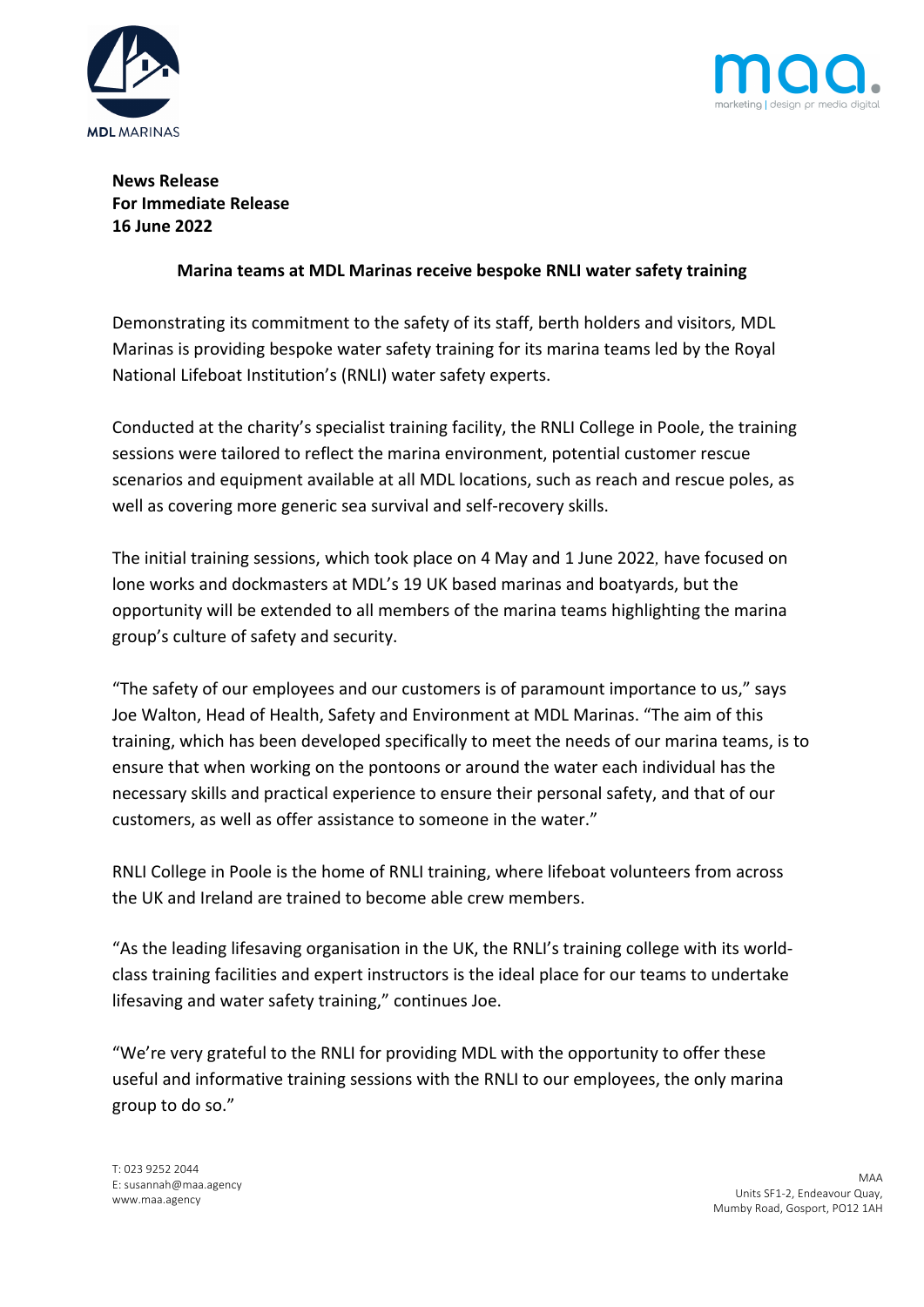**News Release**
**For Immediate Release**
**16 June 2022**

**Marina teams at MDL Marinas receive bespoke RNLI water safety training**

Demonstrating its commitment to the safety of its staff, berth holders and visitors, MDL Marinas is providing bespoke water safety training for its marina teams led by the Royal National Lifeboat Institution's (RNLI) water safety experts.

Conducted at the charity's specialist training facility, the RNLI College in Poole, the training sessions were tailored to reflect the marina environment, potential customer rescue scenarios and equipment available at all MDL locations, such as reach and rescue poles, as well as covering more generic sea survival and self-recovery skills.

The initial training sessions, which took place on 4 May and 1 June 2022, have focused on lone works and dockmasters at MDL's 19 UK based marinas and boatyards, but the opportunity will be extended to all members of the marina teams highlighting the marina group's culture of safety and security.

"The safety of our employees and our customers is of paramount importance to us," says Joe Walton, Head of Health, Safety and Environment at MDL Marinas. "The aim of this training, which has been developed specifically to meet the needs of our marina teams, is to ensure that when working on the pontoons or around the water each individual has the necessary skills and practical experience to ensure their personal safety, and that of our customers, as well as offer assistance to someone in the water."

RNLI College in Poole is the home of RNLI training, where lifeboat volunteers from across the UK and Ireland are trained to become able crew members.

"As the leading lifesaving organisation in the UK, the RNLI's training college with its world-class training facilities and expert instructors is the ideal place for our teams to undertake lifesaving and water safety training," continues Joe.

"We're very grateful to the RNLI for providing MDL with the opportunity to offer these useful and informative training sessions with the RNLI to our employees, the only marina group to do so."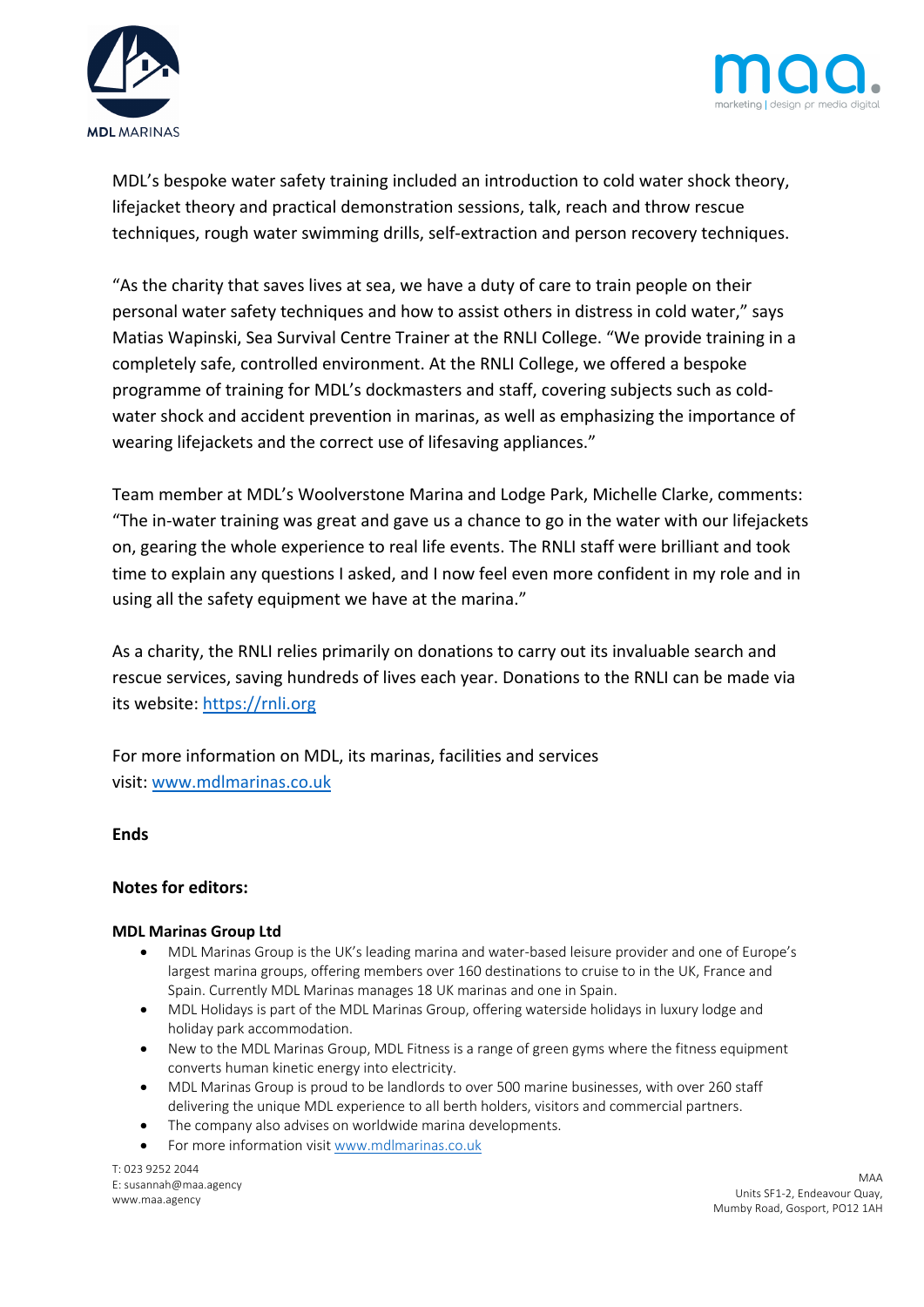MDL's bespoke water safety training included an introduction to cold water shock theory, lifejacket theory and practical demonstration sessions, talk, reach and throw rescue techniques, rough water swimming drills, self-extraction and person recovery techniques.

"As the charity that saves lives at sea, we have a duty of care to train people on their personal water safety techniques and how to assist others in distress in cold water," says Matias Wapinski, Sea Survival Centre Trainer at the RNLI College. "We provide training in a completely safe, controlled environment. At the RNLI College, we offered a bespoke programme of training for MDL's dockmasters and staff, covering subjects such as cold-water shock and accident prevention in marinas, as well as emphasizing the importance of wearing lifejackets and the correct use of lifesaving appliances."

Team member at MDL's Woolverstone Marina and Lodge Park, Michelle Clarke, comments: "The in-water training was great and gave us a chance to go in the water with our lifejackets on, gearing the whole experience to real life events. The RNLI staff were brilliant and took time to explain any questions I asked, and I now feel even more confident in my role and in using all the safety equipment we have at the marina."

As a charity, the RNLI relies primarily on donations to carry out its invaluable search and rescue services, saving hundreds of lives each year. Donations to the RNLI can be made via its website: https://rnli.org

For more information on MDL, its marinas, facilities and services visit: www.mdlmarinas.co.uk

**Ends**

**Notes for editors:**

**MDL Marinas Group Ltd**

- MDL Marinas Group is the UK's leading marina and water-based leisure provider and one of Europe's largest marina groups, offering members over 160 destinations to cruise to in the UK, France and Spain. Currently MDL Marinas manages 18 UK marinas and one in Spain.
- MDL Holidays is part of the MDL Marinas Group, offering waterside holidays in luxury lodge and holiday park accommodation.
- New to the MDL Marinas Group, MDL Fitness is a range of green gyms where the fitness equipment converts human kinetic energy into electricity.
- MDL Marinas Group is proud to be landlords to over 500 marine businesses, with over 260 staff delivering the unique MDL experience to all berth holders, visitors and commercial partners.
- The company also advises on worldwide marina developments.
- For more information visit www.mdlmarinas.co.uk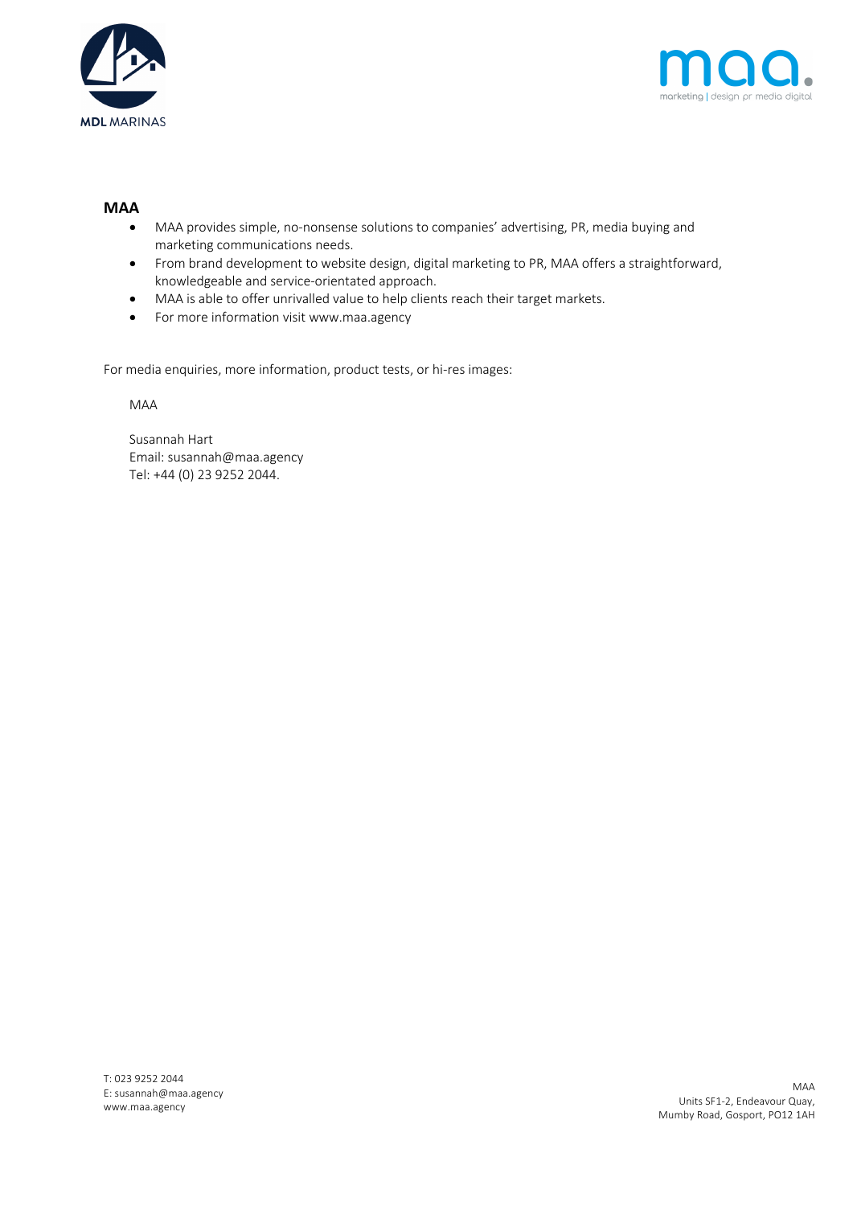## MAA

- MAA provides simple, no-nonsense solutions to companies' advertising, PR, media buying and marketing communications needs.
- From brand development to website design, digital marketing to PR, MAA offers a straightforward, knowledgeable and service-orientated approach.
- MAA is able to offer unrivalled value to help clients reach their target markets.
- For more information visit www.maa.agency

For media enquiries, more information, product tests, or hi-res images:

MAA

Susannah Hart
Email: susannah@maa.agency
Tel: +44 (0) 23 9252 2044.

T: 023 9252 2044
E: susannah@maa.agency
www.maa.agency

MAA
Units SF1-2, Endeavour Quay,
Mumby Road, Gosport, PO12 1AH